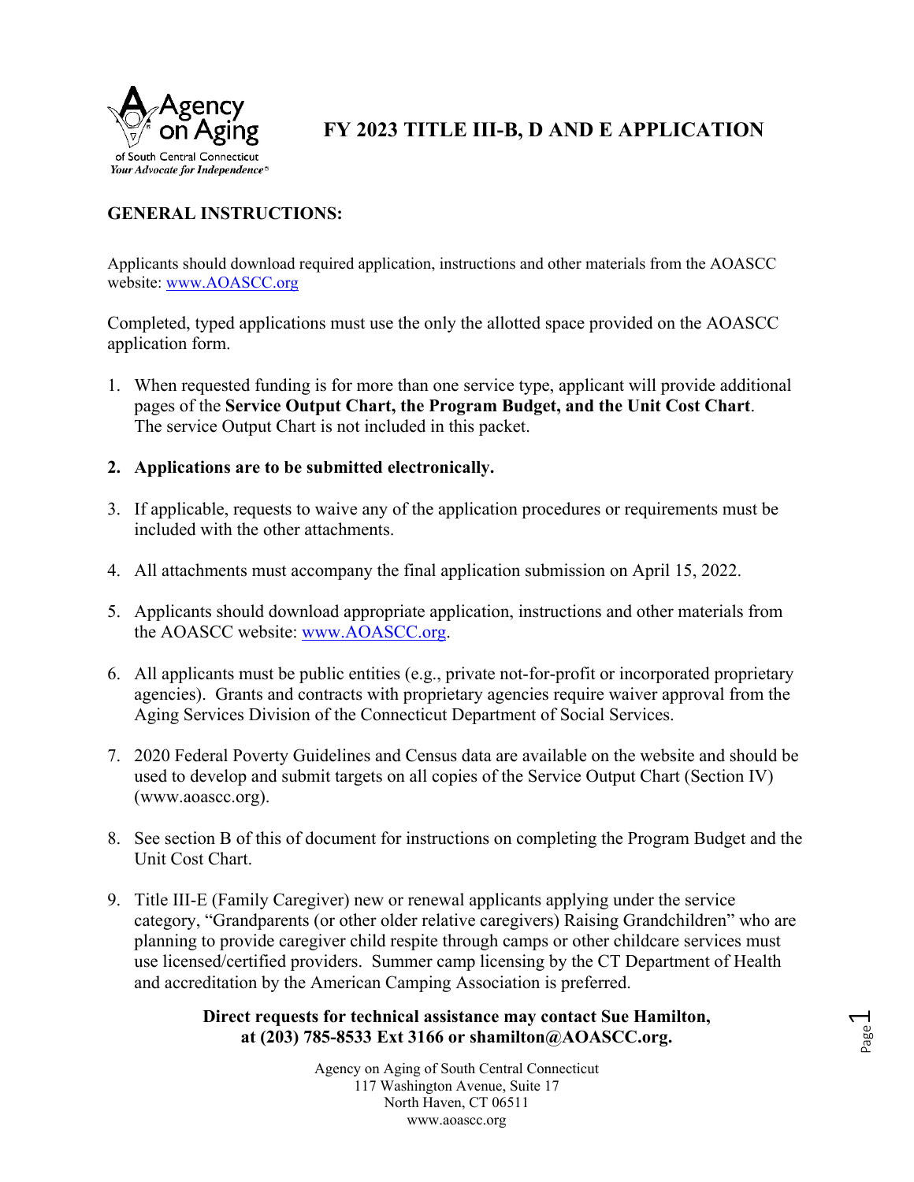# FY 2023 TITLE III-B, D AND E APPLICATION

## GENERAL INSTRUCTIONS:

Applicants should download required application, instructions and other materials from the AOASCC website: [www.AOASCC.org](http://www.AOASCC.org)

Completed, typed applications must use the only the allotted space provided on the AOASCC application form.

1. When requested funding is for more than one service type, applicant will provide additional pages of the **Service Output Chart, the Program Budget, and the Unit Cost Chart**. The service Output Chart is not included in this packet.

2. **Applications are to be submitted electronically.**

3. If applicable, requests to waive any of the application procedures or requirements must be included with the other attachments.

4. All attachments must accompany the final application submission on April 15, 2022.

5. Applicants should download appropriate application, instructions and other materials from the AOASCC website: [www.AOASCC.org](http://www.AOASCC.org).

6. All applicants must be public entities (e.g., private not-for-profit or incorporated proprietary agencies). Grants and contracts with proprietary agencies require waiver approval from the Aging Services Division of the Connecticut Department of Social Services.

7. 2020 Federal Poverty Guidelines and Census data are available on the website and should be used to develop and submit targets on all copies of the Service Output Chart (Section IV) (www.aoascc.org).

8. See section B of this of document for instructions on completing the Program Budget and the Unit Cost Chart.

9. Title III-E (Family Caregiver) new or renewal applicants applying under the service category, "Grandparents (or other older relative caregivers) Raising Grandchildren" who are planning to provide caregiver child respite through camps or other childcare services must use licensed/certified providers. Summer camp licensing by the CT Department of Health and accreditation by the American Camping Association is preferred.

**Direct requests for technical assistance may contact Sue Hamilton, at (203) 785-8533 Ext 3166 or shamilton@AOASCC.org.**

Agency on Aging of South Central Connecticut
117 Washington Avenue, Suite 17
North Haven, CT 06511
www.aoascc.org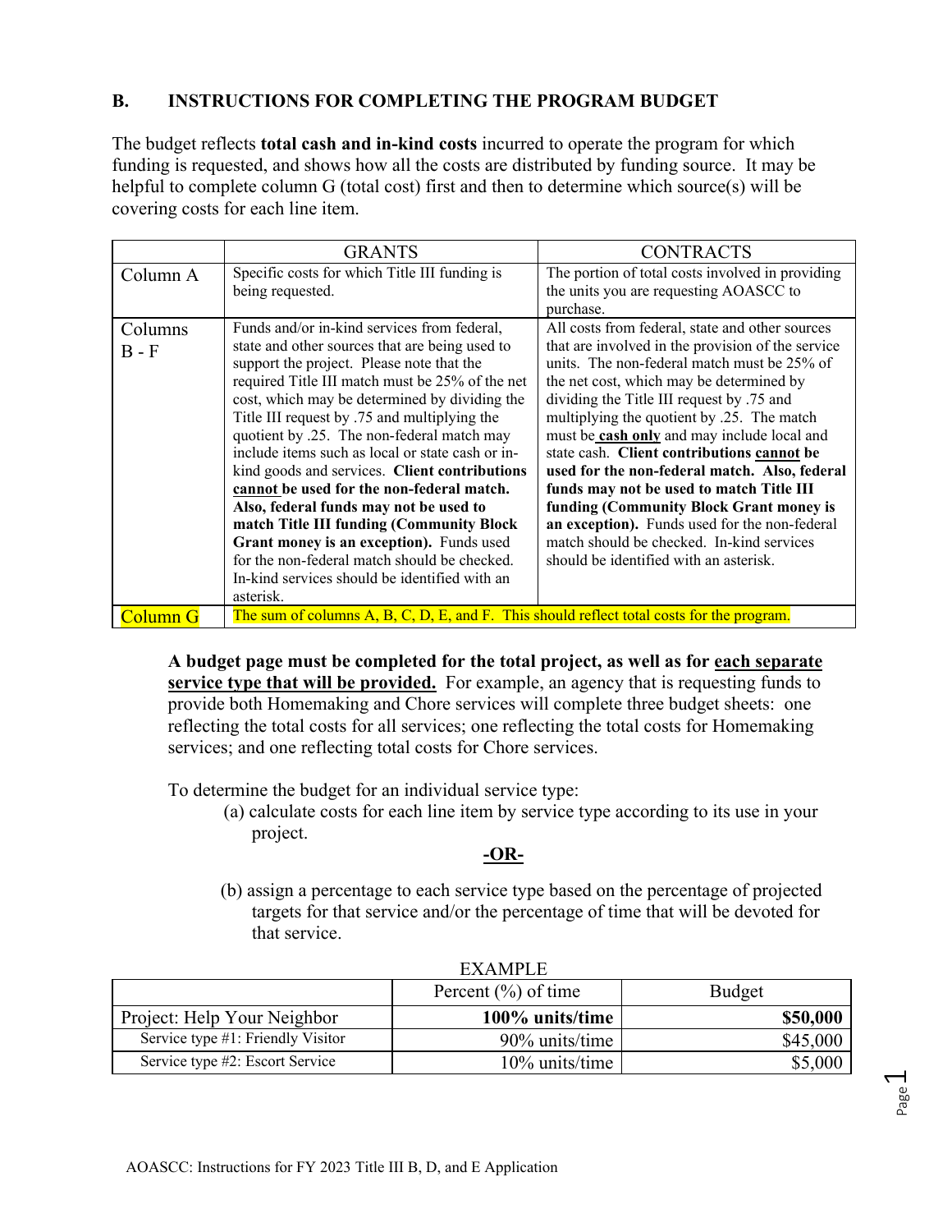## B. INSTRUCTIONS FOR COMPLETING THE PROGRAM BUDGET

The budget reflects **total cash and in-kind costs** incurred to operate the program for which funding is requested, and shows how all the costs are distributed by funding source. It may be helpful to complete column G (total cost) first and then to determine which source(s) will be covering costs for each line item.

| | GRANTS | CONTRACTS |
|---|---|---|
| Column A | Specific costs for which Title III funding is being requested. | The portion of total costs involved in providing the units you are requesting AOASCC to purchase. |
| Columns B - F | Funds and/or in-kind services from federal, state and other sources that are being used to support the project. Please note that the required Title III match must be 25% of the net cost, which may be determined by dividing the Title III request by .75 and multiplying the quotient by .25. The non-federal match may include items such as local or state cash or in-kind goods and services. **Client contributions <u>cannot</u> be used for the non-federal match. Also, federal funds may not be used to match Title III funding (Community Block Grant money is an exception).** Funds used for the non-federal match should be checked. In-kind services should be identified with an asterisk. | All costs from federal, state and other sources that are involved in the provision of the service units. The non-federal match must be 25% of the net cost, which may be determined by dividing the Title III request by .75 and multiplying the quotient by .25. The match must be **<u>cash only</u>** and may include local and state cash. **Client contributions <u>cannot</u> be used for the non-federal match. Also, federal funds may not be used to match Title III funding (Community Block Grant money is an exception).** Funds used for the non-federal match should be checked. In-kind services should be identified with an asterisk. |
| Column G | The sum of columns A, B, C, D, E, and F. This should reflect total costs for the program. | |

**A budget page must be completed for the total project, as well as for <u>each separate service type that will be provided.</u>** For example, an agency that is requesting funds to provide both Homemaking and Chore services will complete three budget sheets: one reflecting the total costs for all services; one reflecting the total costs for Homemaking services; and one reflecting total costs for Chore services.

To determine the budget for an individual service type:

(a) calculate costs for each line item by service type according to its use in your project.

**<u>-OR-</u>**

(b) assign a percentage to each service type based on the percentage of projected targets for that service and/or the percentage of time that will be devoted for that service.

EXAMPLE

| | Percent (%) of time | Budget |
|---|---|---|
| Project: Help Your Neighbor | **100% units/time** | **$50,000** |
| Service type #1: Friendly Visitor | 90% units/time | $45,000 |
| Service type #2: Escort Service | 10% units/time | $5,000 |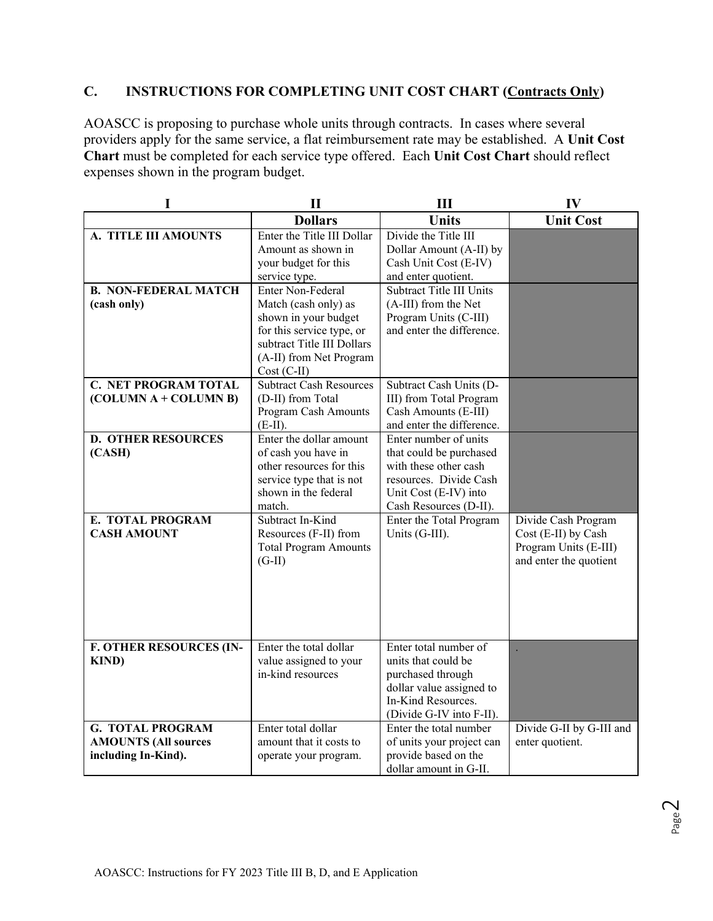## C. INSTRUCTIONS FOR COMPLETING UNIT COST CHART (Contracts Only)

AOASCC is proposing to purchase whole units through contracts. In cases where several providers apply for the same service, a flat reimbursement rate may be established. A **Unit Cost Chart** must be completed for each service type offered. Each **Unit Cost Chart** should reflect expenses shown in the program budget.

| I | II | III | IV |
|---|---|---|---|
| | **Dollars** | **Units** | **Unit Cost** |
| **A. TITLE III AMOUNTS** | Enter the Title III Dollar Amount as shown in your budget for this service type. | Divide the Title III Dollar Amount (A-II) by Cash Unit Cost (E-IV) and enter quotient. | |
| **B. NON-FEDERAL MATCH (cash only)** | Enter Non-Federal Match (cash only) as shown in your budget for this service type, or subtract Title III Dollars (A-II) from Net Program Cost (C-II) | Subtract Title III Units (A-III) from the Net Program Units (C-III) and enter the difference. | |
| **C. NET PROGRAM TOTAL (COLUMN A + COLUMN B)** | Subtract Cash Resources (D-II) from Total Program Cash Amounts (E-II). | Subtract Cash Units (D-III) from Total Program Cash Amounts (E-III) and enter the difference. | |
| **D. OTHER RESOURCES (CASH)** | Enter the dollar amount of cash you have in other resources for this service type that is not shown in the federal match. | Enter number of units that could be purchased with these other cash resources. Divide Cash Unit Cost (E-IV) into Cash Resources (D-II). | |
| **E. TOTAL PROGRAM CASH AMOUNT** | Subtract In-Kind Resources (F-II) from Total Program Amounts (G-II) | Enter the Total Program Units (G-III). | Divide Cash Program Cost (E-II) by Cash Program Units (E-III) and enter the quotient |
| **F. OTHER RESOURCES (IN-KIND)** | Enter the total dollar value assigned to your in-kind resources | Enter total number of units that could be purchased through dollar value assigned to In-Kind Resources. (Divide G-IV into F-II). | . |
| **G. TOTAL PROGRAM AMOUNTS (All sources including In-Kind).** | Enter total dollar amount that it costs to operate your program. | Enter the total number of units your project can provide based on the dollar amount in G-II. | Divide G-II by G-III and enter quotient. |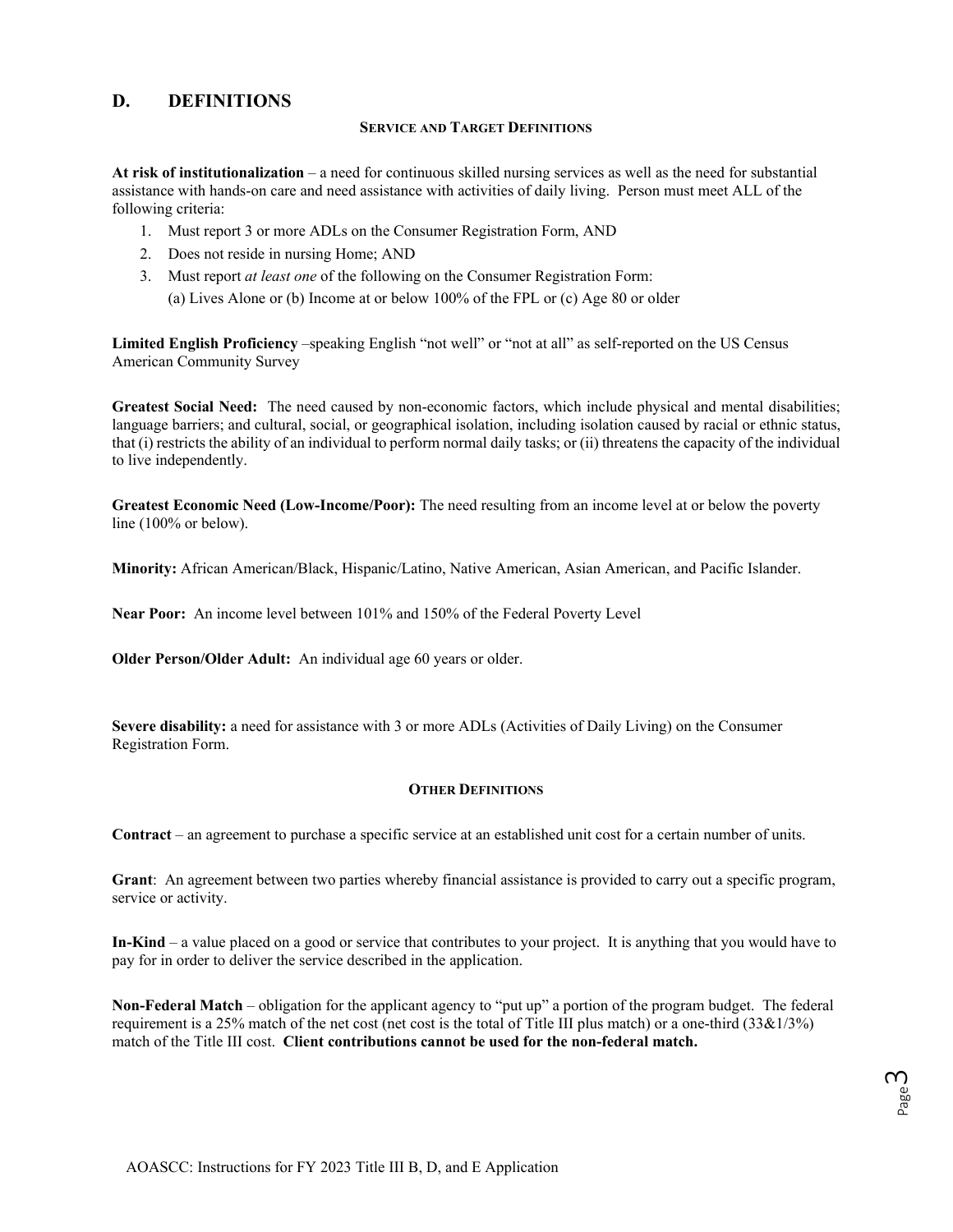## D. DEFINITIONS

#### SERVICE AND TARGET DEFINITIONS

**At risk of institutionalization** – a need for continuous skilled nursing services as well as the need for substantial assistance with hands-on care and need assistance with activities of daily living. Person must meet ALL of the following criteria:

1. Must report 3 or more ADLs on the Consumer Registration Form, AND
2. Does not reside in nursing Home; AND
3. Must report *at least one* of the following on the Consumer Registration Form:
   (a) Lives Alone or (b) Income at or below 100% of the FPL or (c) Age 80 or older

**Limited English Proficiency** –speaking English "not well" or "not at all" as self-reported on the US Census American Community Survey

**Greatest Social Need:** The need caused by non-economic factors, which include physical and mental disabilities; language barriers; and cultural, social, or geographical isolation, including isolation caused by racial or ethnic status, that (i) restricts the ability of an individual to perform normal daily tasks; or (ii) threatens the capacity of the individual to live independently.

**Greatest Economic Need (Low-Income/Poor):** The need resulting from an income level at or below the poverty line (100% or below).

**Minority:** African American/Black, Hispanic/Latino, Native American, Asian American, and Pacific Islander.

**Near Poor:** An income level between 101% and 150% of the Federal Poverty Level

**Older Person/Older Adult:** An individual age 60 years or older.

**Severe disability:** a need for assistance with 3 or more ADLs (Activities of Daily Living) on the Consumer Registration Form.

#### OTHER DEFINITIONS

**Contract** – an agreement to purchase a specific service at an established unit cost for a certain number of units.

**Grant**: An agreement between two parties whereby financial assistance is provided to carry out a specific program, service or activity.

**In-Kind** – a value placed on a good or service that contributes to your project. It is anything that you would have to pay for in order to deliver the service described in the application.

**Non-Federal Match** – obligation for the applicant agency to "put up" a portion of the program budget. The federal requirement is a 25% match of the net cost (net cost is the total of Title III plus match) or a one-third (33&1/3%) match of the Title III cost. **Client contributions cannot be used for the non-federal match.**